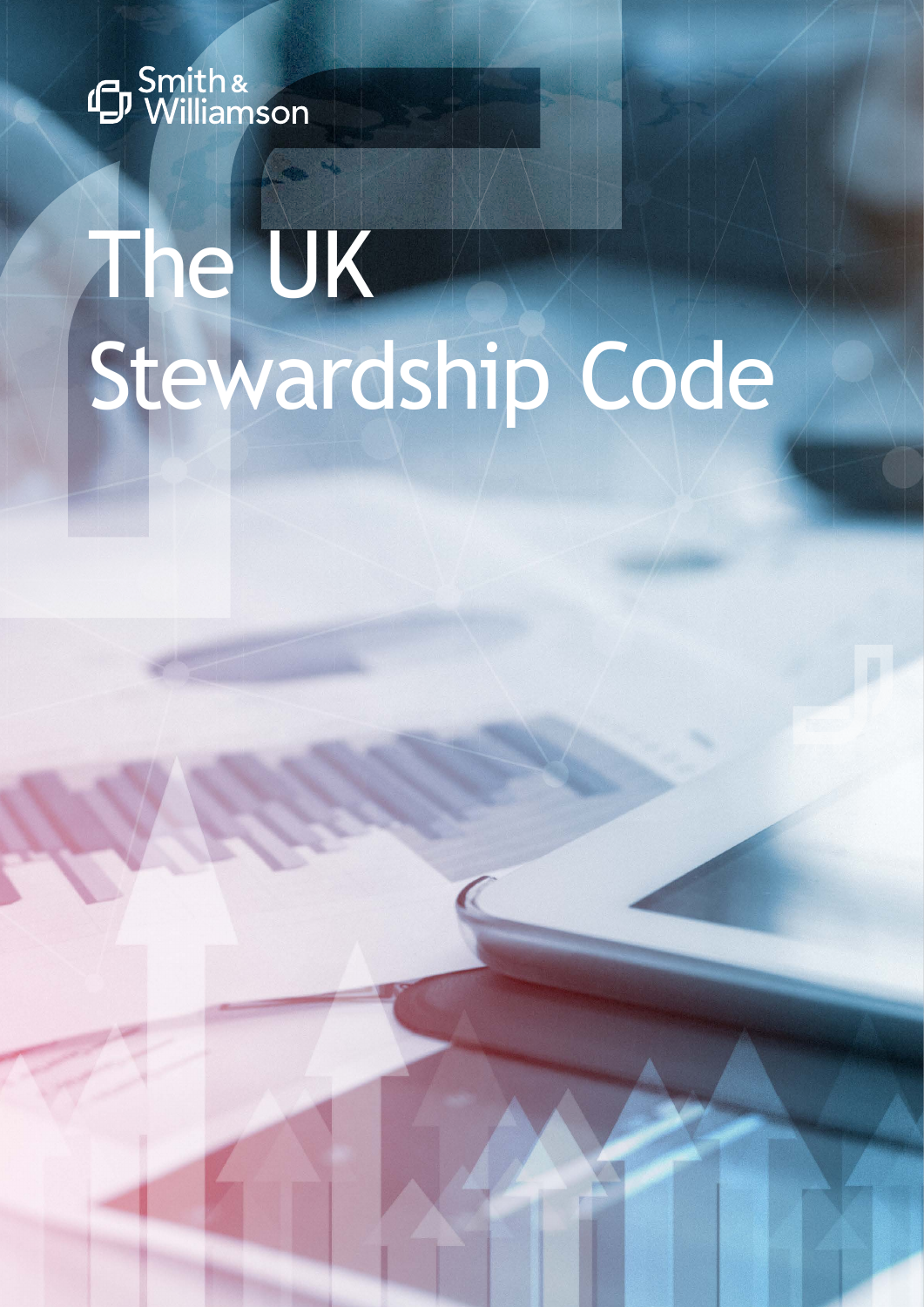Smith & Williamson

# The UK Stewardship Code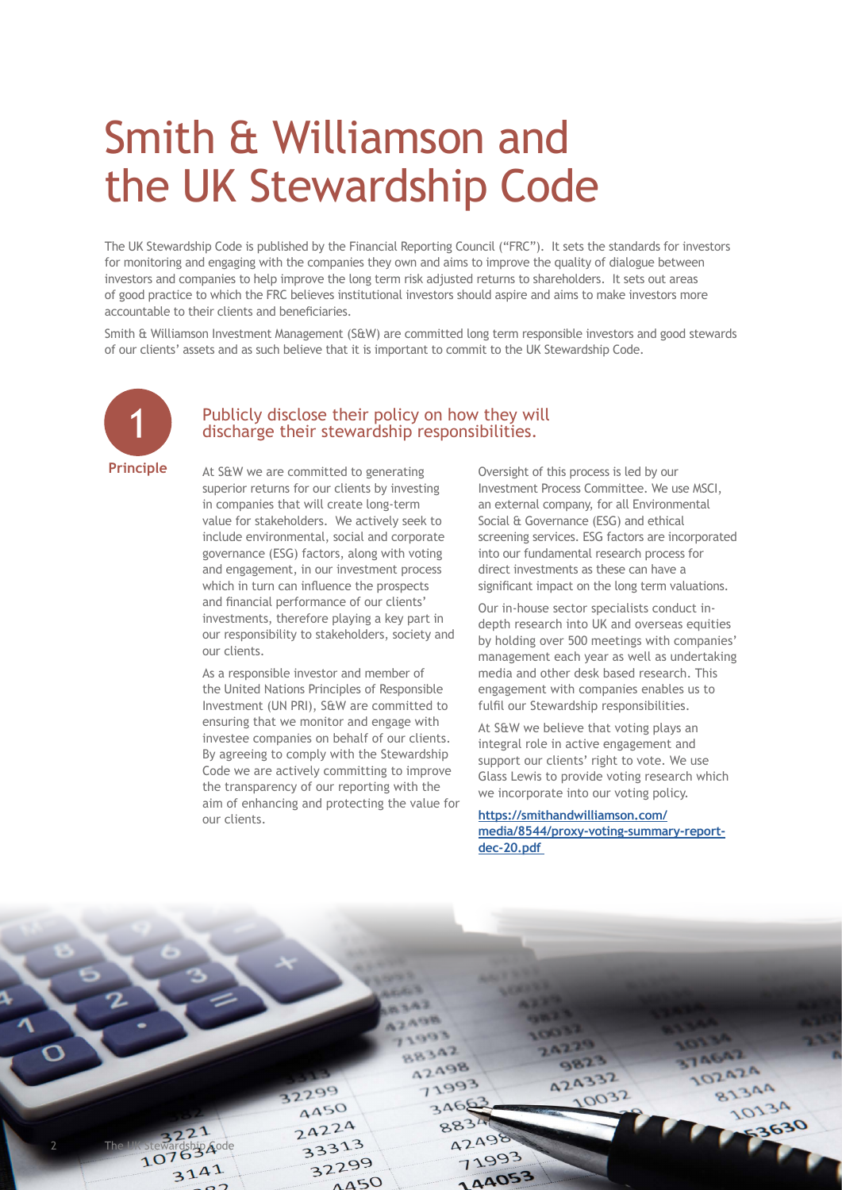# Smith & Williamson and the UK Stewardship Code

The UK Stewardship Code is published by the Financial Reporting Council ("FRC"). It sets the standards for investors for monitoring and engaging with the companies they own and aims to improve the quality of dialogue between investors and companies to help improve the long term risk adjusted returns to shareholders. It sets out areas of good practice to which the FRC believes institutional investors should aspire and aims to make investors more accountable to their clients and beneficiaries.

Smith & Williamson Investment Management (S&W) are committed long term responsible investors and good stewards of our clients' assets and as such believe that it is important to commit to the UK Stewardship Code.

## Principle 1

### Publicly disclose their policy on how they will discharge their stewardship responsibilities.

At S&W we are committed to generating superior returns for our clients by investing in companies that will create long-term value for stakeholders. We actively seek to include environmental, social and corporate governance (ESG) factors, along with voting and engagement, in our investment process which in turn can influence the prospects and financial performance of our clients' investments, therefore playing a key part in our responsibility to stakeholders, society and our clients.

As a responsible investor and member of the United Nations Principles of Responsible Investment (UN PRI), S&W are committed to ensuring that we monitor and engage with investee companies on behalf of our clients. By agreeing to comply with the Stewardship Code we are actively committing to improve the transparency of our reporting with the aim of enhancing and protecting the value for our clients.

Oversight of this process is led by our Investment Process Committee. We use MSCI, an external company, for all Environmental Social & Governance (ESG) and ethical screening services. ESG factors are incorporated into our fundamental research process for direct investments as these can have a significant impact on the long term valuations.

Our in-house sector specialists conduct in-depth research into UK and overseas equities by holding over 500 meetings with companies' management each year as well as undertaking media and other desk based research. This engagement with companies enables us to fulfil our Stewardship responsibilities.

At S&W we believe that voting plays an integral role in active engagement and support our clients' right to vote. We use Glass Lewis to provide voting research which we incorporate into our voting policy.

**https://smithandwilliamson.com/media/8544/proxy-voting-summary-report-dec-20.pdf**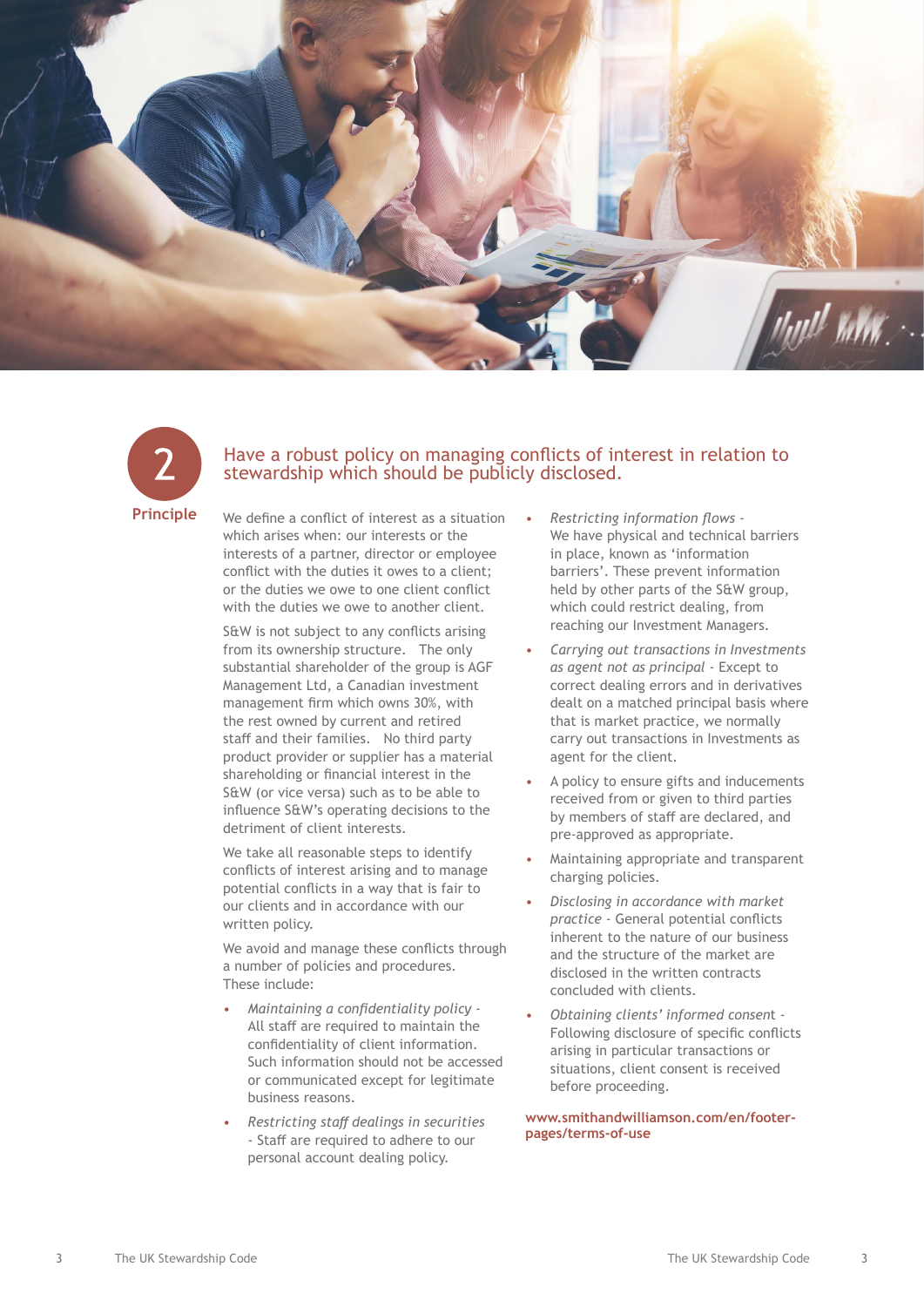## 2 Principle

## Have a robust policy on managing conflicts of interest in relation to stewardship which should be publicly disclosed.

We define a conflict of interest as a situation which arises when: our interests or the interests of a partner, director or employee conflict with the duties it owes to a client; or the duties we owe to one client conflict with the duties we owe to another client.

S&W is not subject to any conflicts arising from its ownership structure. The only substantial shareholder of the group is AGF Management Ltd, a Canadian investment management firm which owns 30%, with the rest owned by current and retired staff and their families. No third party product provider or supplier has a material shareholding or financial interest in the S&W (or vice versa) such as to be able to influence S&W's operating decisions to the detriment of client interests.

We take all reasonable steps to identify conflicts of interest arising and to manage potential conflicts in a way that is fair to our clients and in accordance with our written policy.

We avoid and manage these conflicts through a number of policies and procedures. These include:

- *Maintaining a confidentiality policy* - All staff are required to maintain the confidentiality of client information. Such information should not be accessed or communicated except for legitimate business reasons.
- *Restricting staff dealings in securities* - Staff are required to adhere to our personal account dealing policy.
- *Restricting information flows* - We have physical and technical barriers in place, known as 'information barriers'. These prevent information held by other parts of the S&W group, which could restrict dealing, from reaching our Investment Managers.
- *Carrying out transactions in Investments as agent not as principal* - Except to correct dealing errors and in derivatives dealt on a matched principal basis where that is market practice, we normally carry out transactions in Investments as agent for the client.
- A policy to ensure gifts and inducements received from or given to third parties by members of staff are declared, and pre-approved as appropriate.
- Maintaining appropriate and transparent charging policies.
- *Disclosing in accordance with market practice* - General potential conflicts inherent to the nature of our business and the structure of the market are disclosed in the written contracts concluded with clients.
- *Obtaining clients' informed consent* - Following disclosure of specific conflicts arising in particular transactions or situations, client consent is received before proceeding.

**www.smithandwilliamson.com/en/footer-pages/terms-of-use**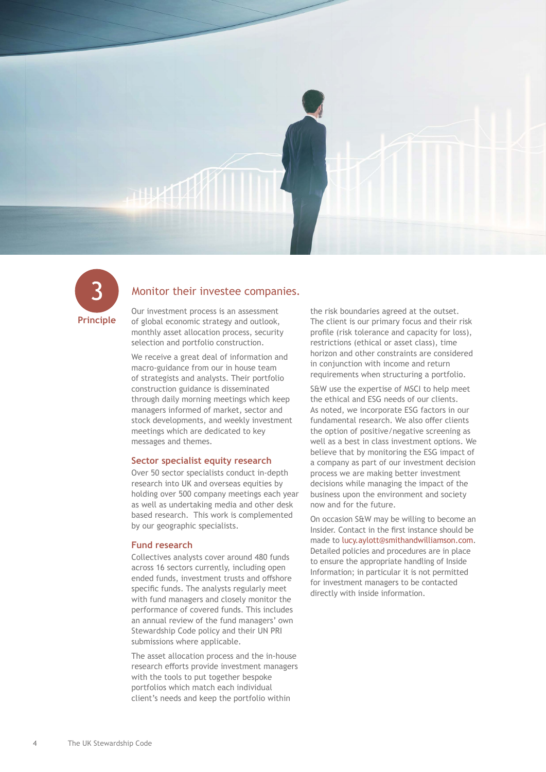3
**Principle**

## Monitor their investee companies.

Our investment process is an assessment of global economic strategy and outlook, monthly asset allocation process, security selection and portfolio construction.

We receive a great deal of information and macro-guidance from our in house team of strategists and analysts. Their portfolio construction guidance is disseminated through daily morning meetings which keep managers informed of market, sector and stock developments, and weekly investment meetings which are dedicated to key messages and themes.

### Sector specialist equity research

Over 50 sector specialists conduct in-depth research into UK and overseas equities by holding over 500 company meetings each year as well as undertaking media and other desk based research. This work is complemented by our geographic specialists.

### Fund research

Collectives analysts cover around 480 funds across 16 sectors currently, including open ended funds, investment trusts and offshore specific funds. The analysts regularly meet with fund managers and closely monitor the performance of covered funds. This includes an annual review of the fund managers' own Stewardship Code policy and their UN PRI submissions where applicable.

The asset allocation process and the in-house research efforts provide investment managers with the tools to put together bespoke portfolios which match each individual client's needs and keep the portfolio within the risk boundaries agreed at the outset. The client is our primary focus and their risk profile (risk tolerance and capacity for loss), restrictions (ethical or asset class), time horizon and other constraints are considered in conjunction with income and return requirements when structuring a portfolio.

S&W use the expertise of MSCI to help meet the ethical and ESG needs of our clients. As noted, we incorporate ESG factors in our fundamental research. We also offer clients the option of positive/negative screening as well as a best in class investment options. We believe that by monitoring the ESG impact of a company as part of our investment decision process we are making better investment decisions while managing the impact of the business upon the environment and society now and for the future.

On occasion S&W may be willing to become an Insider. Contact in the first instance should be made to lucy.aylott@smithandwilliamson.com. Detailed policies and procedures are in place to ensure the appropriate handling of Inside Information; in particular it is not permitted for investment managers to be contacted directly with inside information.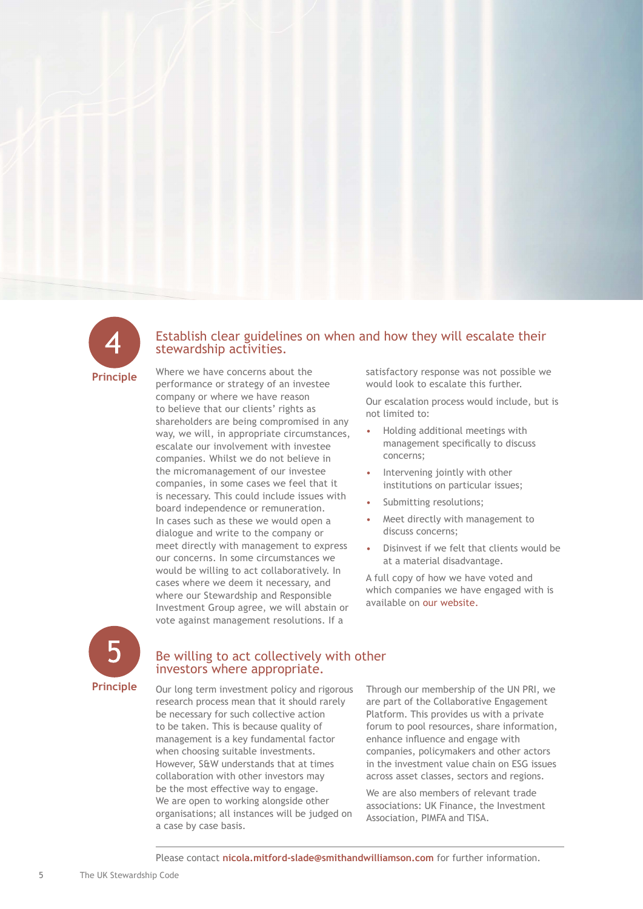## Principle 4

### Establish clear guidelines on when and how they will escalate their stewardship activities.

Where we have concerns about the performance or strategy of an investee company or where we have reason to believe that our clients' rights as shareholders are being compromised in any way, we will, in appropriate circumstances, escalate our involvement with investee companies. Whilst we do not believe in the micromanagement of our investee companies, in some cases we feel that it is necessary. This could include issues with board independence or remuneration. In cases such as these we would open a dialogue and write to the company or meet directly with management to express our concerns. In some circumstances we would be willing to act collaboratively. In cases where we deem it necessary, and where our Stewardship and Responsible Investment Group agree, we will abstain or vote against management resolutions. If a satisfactory response was not possible we would look to escalate this further.

Our escalation process would include, but is not limited to:

- Holding additional meetings with management specifically to discuss concerns;
- Intervening jointly with other institutions on particular issues;
- Submitting resolutions;
- Meet directly with management to discuss concerns;
- Disinvest if we felt that clients would be at a material disadvantage.

A full copy of how we have voted and which companies we have engaged with is available on our website.

## Principle 5

### Be willing to act collectively with other investors where appropriate.

Our long term investment policy and rigorous research process mean that it should rarely be necessary for such collective action to be taken. This is because quality of management is a key fundamental factor when choosing suitable investments. However, S&W understands that at times collaboration with other investors may be the most effective way to engage. We are open to working alongside other organisations; all instances will be judged on a case by case basis.

Through our membership of the UN PRI, we are part of the Collaborative Engagement Platform. This provides us with a private forum to pool resources, share information, enhance influence and engage with companies, policymakers and other actors in the investment value chain on ESG issues across asset classes, sectors and regions.

We are also members of relevant trade associations: UK Finance, the Investment Association, PIMFA and TISA.

Please contact **nicola.mitford-slade@smithandwilliamson.com** for further information.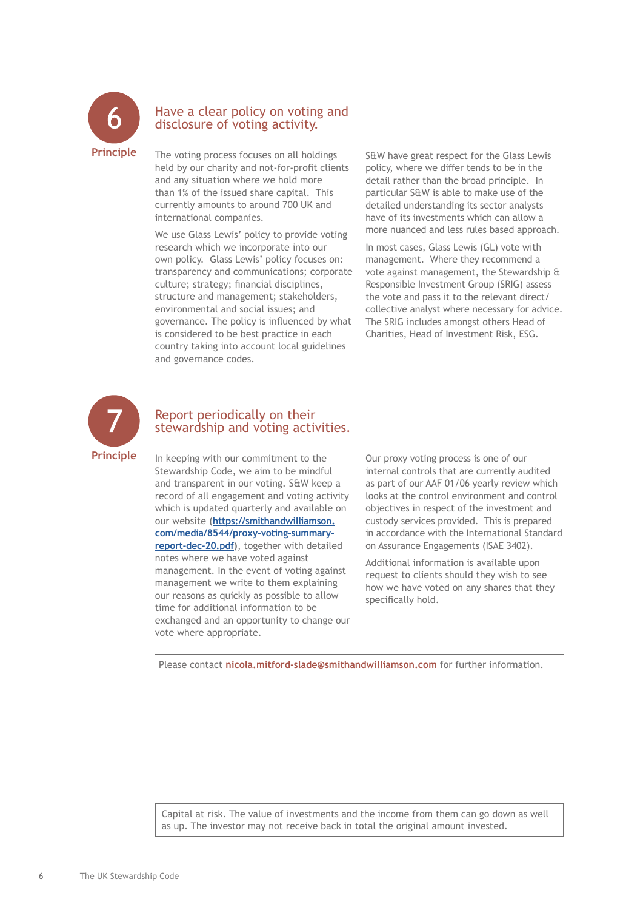## Principle 6

## Have a clear policy on voting and disclosure of voting activity.

The voting process focuses on all holdings held by our charity and not-for-profit clients and any situation where we hold more than 1% of the issued share capital. This currently amounts to around 700 UK and international companies.

We use Glass Lewis' policy to provide voting research which we incorporate into our own policy. Glass Lewis' policy focuses on: transparency and communications; corporate culture; strategy; financial disciplines, structure and management; stakeholders, environmental and social issues; and governance. The policy is influenced by what is considered to be best practice in each country taking into account local guidelines and governance codes.

S&W have great respect for the Glass Lewis policy, where we differ tends to be in the detail rather than the broad principle. In particular S&W is able to make use of the detailed understanding its sector analysts have of its investments which can allow a more nuanced and less rules based approach.

In most cases, Glass Lewis (GL) vote with management. Where they recommend a vote against management, the Stewardship & Responsible Investment Group (SRIG) assess the vote and pass it to the relevant direct/collective analyst where necessary for advice. The SRIG includes amongst others Head of Charities, Head of Investment Risk, ESG.

## Principle 7

## Report periodically on their stewardship and voting activities.

In keeping with our commitment to the Stewardship Code, we aim to be mindful and transparent in our voting. S&W keep a record of all engagement and voting activity which is updated quarterly and available on our website (**https://smithandwilliamson.com/media/8544/proxy-voting-summary-report-dec-20.pdf**), together with detailed notes where we have voted against management. In the event of voting against management we write to them explaining our reasons as quickly as possible to allow time for additional information to be exchanged and an opportunity to change our vote where appropriate.

Our proxy voting process is one of our internal controls that are currently audited as part of our AAF 01/06 yearly review which looks at the control environment and control objectives in respect of the investment and custody services provided. This is prepared in accordance with the International Standard on Assurance Engagements (ISAE 3402).

Additional information is available upon request to clients should they wish to see how we have voted on any shares that they specifically hold.

---

Please contact **nicola.mitford-slade@smithandwilliamson.com** for further information.

Capital at risk. The value of investments and the income from them can go down as well as up. The investor may not receive back in total the original amount invested.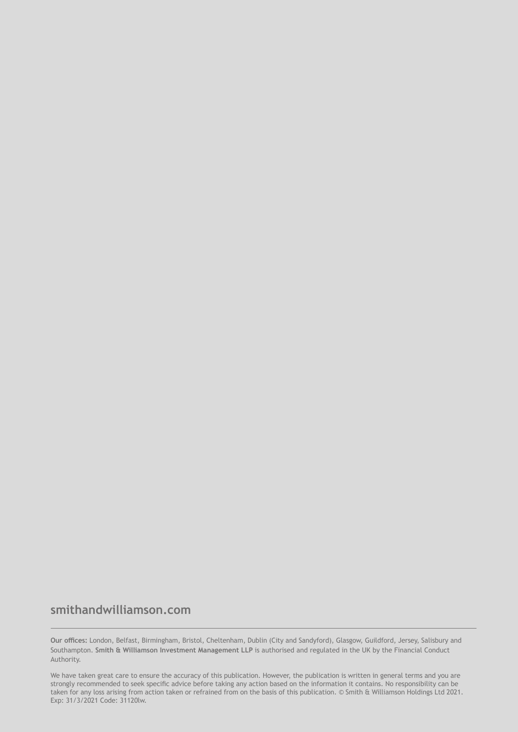**smithandwilliamson.com**

---

**Our offices:** London, Belfast, Birmingham, Bristol, Cheltenham, Dublin (City and Sandyford), Glasgow, Guildford, Jersey, Salisbury and Southampton. **Smith & Williamson Investment Management LLP** is authorised and regulated in the UK by the Financial Conduct Authority.

We have taken great care to ensure the accuracy of this publication. However, the publication is written in general terms and you are strongly recommended to seek specific advice before taking any action based on the information it contains. No responsibility can be taken for any loss arising from action taken or refrained from on the basis of this publication. © Smith & Williamson Holdings Ltd 2021. Exp: 31/3/2021 Code: 31120lw.